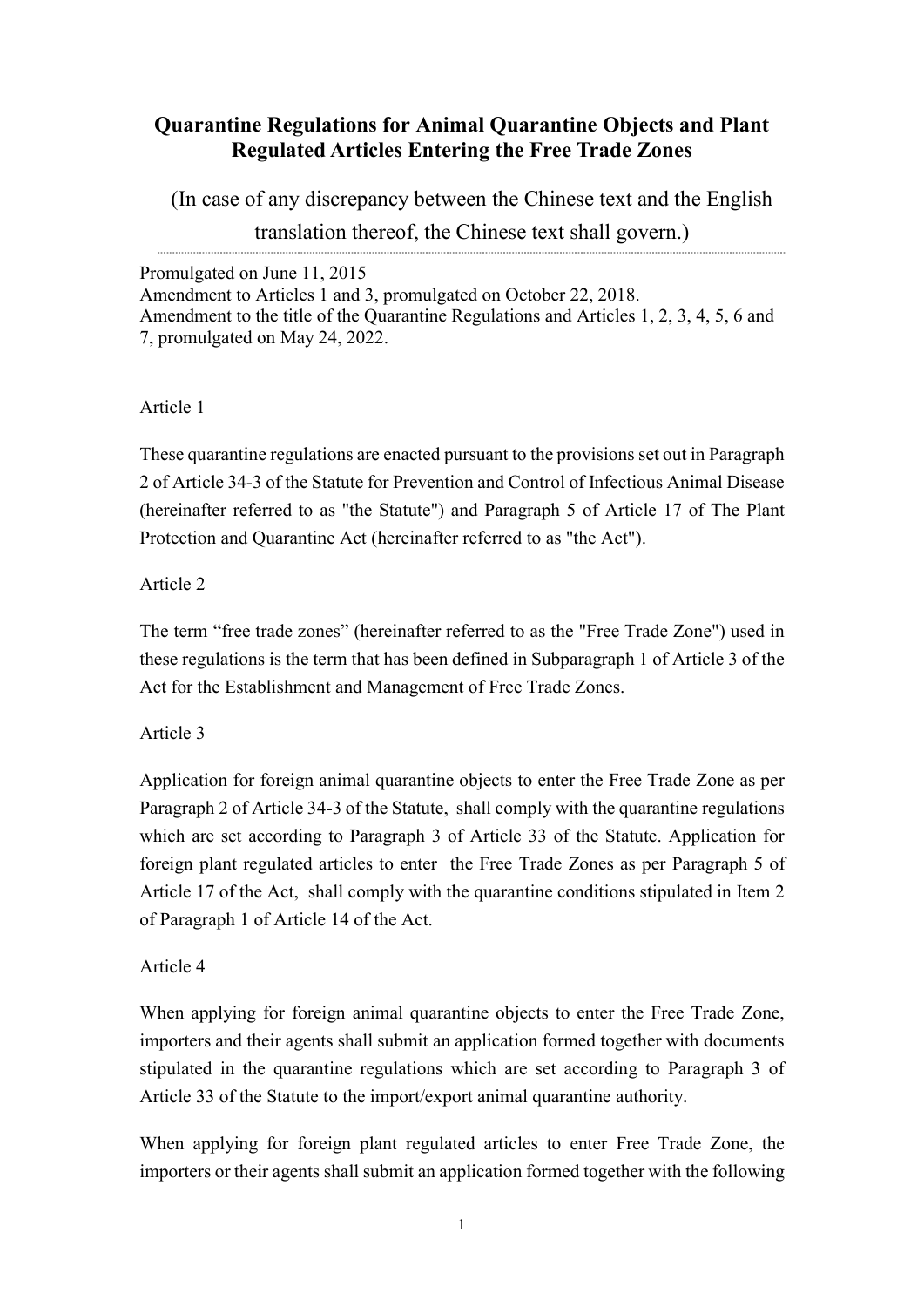# Quarantine Regulations for Animal Quarantine Objects and Plant Regulated Articles Entering the Free Trade Zones

(In case of any discrepancy between the Chinese text and the English translation thereof, the Chinese text shall govern.)

Promulgated on June 11, 2015
Amendment to Articles 1 and 3, promulgated on October 22, 2018.
Amendment to the title of the Quarantine Regulations and Articles 1, 2, 3, 4, 5, 6 and 7, promulgated on May 24, 2022.

Article 1

These quarantine regulations are enacted pursuant to the provisions set out in Paragraph 2 of Article 34-3 of the Statute for Prevention and Control of Infectious Animal Disease (hereinafter referred to as "the Statute") and Paragraph 5 of Article 17 of The Plant Protection and Quarantine Act (hereinafter referred to as "the Act").

Article 2

The term "free trade zones" (hereinafter referred to as the "Free Trade Zone") used in these regulations is the term that has been defined in Subparagraph 1 of Article 3 of the Act for the Establishment and Management of Free Trade Zones.

Article 3

Application for foreign animal quarantine objects to enter the Free Trade Zone as per Paragraph 2 of Article 34-3 of the Statute, shall comply with the quarantine regulations which are set according to Paragraph 3 of Article 33 of the Statute. Application for foreign plant regulated articles to enter the Free Trade Zones as per Paragraph 5 of Article 17 of the Act, shall comply with the quarantine conditions stipulated in Item 2 of Paragraph 1 of Article 14 of the Act.

Article 4

When applying for foreign animal quarantine objects to enter the Free Trade Zone, importers and their agents shall submit an application formed together with documents stipulated in the quarantine regulations which are set according to Paragraph 3 of Article 33 of the Statute to the import/export animal quarantine authority.

When applying for foreign plant regulated articles to enter Free Trade Zone, the importers or their agents shall submit an application formed together with the following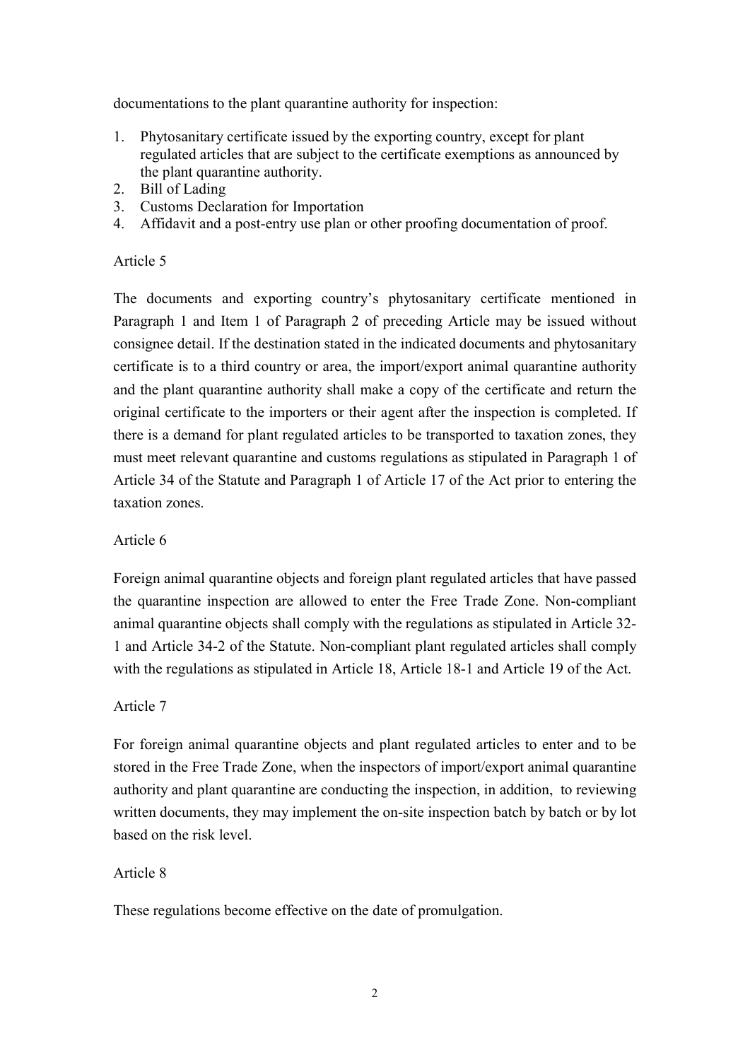documentations to the plant quarantine authority for inspection:

1. Phytosanitary certificate issued by the exporting country, except for plant regulated articles that are subject to the certificate exemptions as announced by the plant quarantine authority.
2. Bill of Lading
3. Customs Declaration for Importation
4. Affidavit and a post-entry use plan or other proofing documentation of proof.

Article 5

The documents and exporting country's phytosanitary certificate mentioned in Paragraph 1 and Item 1 of Paragraph 2 of preceding Article may be issued without consignee detail. If the destination stated in the indicated documents and phytosanitary certificate is to a third country or area, the import/export animal quarantine authority and the plant quarantine authority shall make a copy of the certificate and return the original certificate to the importers or their agent after the inspection is completed. If there is a demand for plant regulated articles to be transported to taxation zones, they must meet relevant quarantine and customs regulations as stipulated in Paragraph 1 of Article 34 of the Statute and Paragraph 1 of Article 17 of the Act prior to entering the taxation zones.

Article 6

Foreign animal quarantine objects and foreign plant regulated articles that have passed the quarantine inspection are allowed to enter the Free Trade Zone. Non-compliant animal quarantine objects shall comply with the regulations as stipulated in Article 32-1 and Article 34-2 of the Statute. Non-compliant plant regulated articles shall comply with the regulations as stipulated in Article 18, Article 18-1 and Article 19 of the Act.

Article 7

For foreign animal quarantine objects and plant regulated articles to enter and to be stored in the Free Trade Zone, when the inspectors of import/export animal quarantine authority and plant quarantine are conducting the inspection, in addition, to reviewing written documents, they may implement the on-site inspection batch by batch or by lot based on the risk level.

Article 8

These regulations become effective on the date of promulgation.